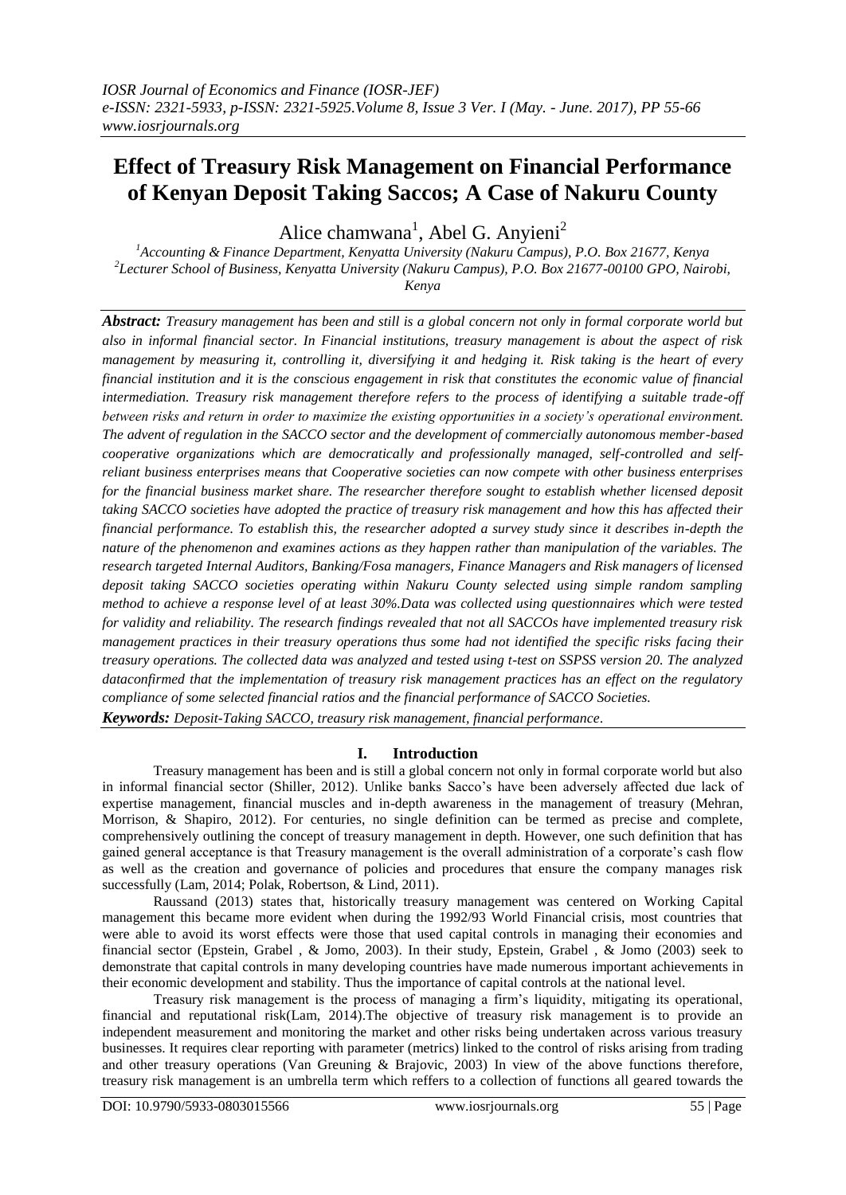# Effect of Treasury Risk Management on Financial Performance of Kenyan Deposit Taking Saccos; A Case of Nakuru County

Alice chamwana[1], Abel G. Anyieni[2]

[1]Accounting & Finance Department, Kenyatta University (Nakuru Campus), P.O. Box 21677, Kenya
[2]Lecturer School of Business, Kenyatta University (Nakuru Campus), P.O. Box 21677-00100 GPO, Nairobi, Kenya

***Abstract:*** *Treasury management has been and still is a global concern not only in formal corporate world but also in informal financial sector. In Financial institutions, treasury management is about the aspect of risk management by measuring it, controlling it, diversifying it and hedging it. Risk taking is the heart of every financial institution and it is the conscious engagement in risk that constitutes the economic value of financial intermediation. Treasury risk management therefore refers to the process of identifying a suitable trade-off between risks and return in order to maximize the existing opportunities in a society's operational environment. The advent of regulation in the SACCO sector and the development of commercially autonomous member-based cooperative organizations which are democratically and professionally managed, self-controlled and self-reliant business enterprises means that Cooperative societies can now compete with other business enterprises for the financial business market share. The researcher therefore sought to establish whether licensed deposit taking SACCO societies have adopted the practice of treasury risk management and how this has affected their financial performance. To establish this, the researcher adopted a survey study since it describes in-depth the nature of the phenomenon and examines actions as they happen rather than manipulation of the variables. The research targeted Internal Auditors, Banking/Fosa managers, Finance Managers and Risk managers of licensed deposit taking SACCO societies operating within Nakuru County selected using simple random sampling method to achieve a response level of at least 30%.Data was collected using questionnaires which were tested for validity and reliability. The research findings revealed that not all SACCOs have implemented treasury risk management practices in their treasury operations thus some had not identified the specific risks facing their treasury operations. The collected data was analyzed and tested using t-test on SSPSS version 20. The analyzed dataconfirmed that the implementation of treasury risk management practices has an effect on the regulatory compliance of some selected financial ratios and the financial performance of SACCO Societies.*

***Keywords:*** *Deposit-Taking SACCO, treasury risk management, financial performance.*

## I. Introduction

Treasury management has been and is still a global concern not only in formal corporate world but also in informal financial sector (Shiller, 2012). Unlike banks Sacco's have been adversely affected due lack of expertise management, financial muscles and in-depth awareness in the management of treasury (Mehran, Morrison, & Shapiro, 2012). For centuries, no single definition can be termed as precise and complete, comprehensively outlining the concept of treasury management in depth. However, one such definition that has gained general acceptance is that Treasury management is the overall administration of a corporate's cash flow as well as the creation and governance of policies and procedures that ensure the company manages risk successfully (Lam, 2014; Polak, Robertson, & Lind, 2011).

Raussand (2013) states that, historically treasury management was centered on Working Capital management this became more evident when during the 1992/93 World Financial crisis, most countries that were able to avoid its worst effects were those that used capital controls in managing their economies and financial sector (Epstein, Grabel , & Jomo, 2003). In their study, Epstein, Grabel , & Jomo (2003) seek to demonstrate that capital controls in many developing countries have made numerous important achievements in their economic development and stability. Thus the importance of capital controls at the national level.

Treasury risk management is the process of managing a firm's liquidity, mitigating its operational, financial and reputational risk(Lam, 2014).The objective of treasury risk management is to provide an independent measurement and monitoring the market and other risks being undertaken across various treasury businesses. It requires clear reporting with parameter (metrics) linked to the control of risks arising from trading and other treasury operations (Van Greuning & Brajovic, 2003) In view of the above functions therefore, treasury risk management is an umbrella term which reffers to a collection of functions all geared towards the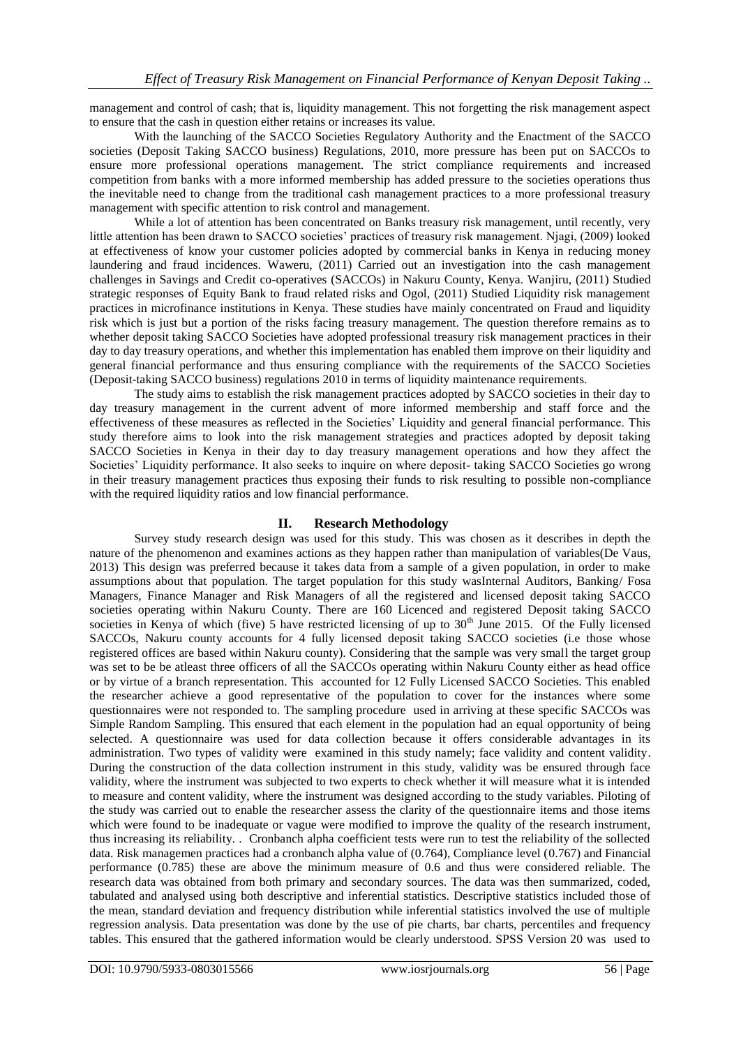management and control of cash; that is, liquidity management. This not forgetting the risk management aspect to ensure that the cash in question either retains or increases its value.

With the launching of the SACCO Societies Regulatory Authority and the Enactment of the SACCO societies (Deposit Taking SACCO business) Regulations, 2010, more pressure has been put on SACCOs to ensure more professional operations management. The strict compliance requirements and increased competition from banks with a more informed membership has added pressure to the societies operations thus the inevitable need to change from the traditional cash management practices to a more professional treasury management with specific attention to risk control and management.

While a lot of attention has been concentrated on Banks treasury risk management, until recently, very little attention has been drawn to SACCO societies' practices of treasury risk management. Njagi, (2009) looked at effectiveness of know your customer policies adopted by commercial banks in Kenya in reducing money laundering and fraud incidences. Waweru, (2011) Carried out an investigation into the cash management challenges in Savings and Credit co-operatives (SACCOs) in Nakuru County, Kenya. Wanjiru, (2011) Studied strategic responses of Equity Bank to fraud related risks and Ogol, (2011) Studied Liquidity risk management practices in microfinance institutions in Kenya. These studies have mainly concentrated on Fraud and liquidity risk which is just but a portion of the risks facing treasury management. The question therefore remains as to whether deposit taking SACCO Societies have adopted professional treasury risk management practices in their day to day treasury operations, and whether this implementation has enabled them improve on their liquidity and general financial performance and thus ensuring compliance with the requirements of the SACCO Societies (Deposit-taking SACCO business) regulations 2010 in terms of liquidity maintenance requirements.

The study aims to establish the risk management practices adopted by SACCO societies in their day to day treasury management in the current advent of more informed membership and staff force and the effectiveness of these measures as reflected in the Societies' Liquidity and general financial performance. This study therefore aims to look into the risk management strategies and practices adopted by deposit taking SACCO Societies in Kenya in their day to day treasury management operations and how they affect the Societies' Liquidity performance. It also seeks to inquire on where deposit- taking SACCO Societies go wrong in their treasury management practices thus exposing their funds to risk resulting to possible non-compliance with the required liquidity ratios and low financial performance.

## II. Research Methodology

Survey study research design was used for this study. This was chosen as it describes in depth the nature of the phenomenon and examines actions as they happen rather than manipulation of variables(De Vaus, 2013) This design was preferred because it takes data from a sample of a given population, in order to make assumptions about that population. The target population for this study wasInternal Auditors, Banking/ Fosa Managers, Finance Manager and Risk Managers of all the registered and licensed deposit taking SACCO societies operating within Nakuru County. There are 160 Licenced and registered Deposit taking SACCO societies in Kenya of which (five) 5 have restricted licensing of up to 30th June 2015. Of the Fully licensed SACCOs, Nakuru county accounts for 4 fully licensed deposit taking SACCO societies (i.e those whose registered offices are based within Nakuru county). Considering that the sample was very small the target group was set to be be atleast three officers of all the SACCOs operating within Nakuru County either as head office or by virtue of a branch representation. This accounted for 12 Fully Licensed SACCO Societies. This enabled the researcher achieve a good representative of the population to cover for the instances where some questionnaires were not responded to. The sampling procedure used in arriving at these specific SACCOs was Simple Random Sampling. This ensured that each element in the population had an equal opportunity of being selected. A questionnaire was used for data collection because it offers considerable advantages in its administration. Two types of validity were examined in this study namely; face validity and content validity. During the construction of the data collection instrument in this study, validity was be ensured through face validity, where the instrument was subjected to two experts to check whether it will measure what it is intended to measure and content validity, where the instrument was designed according to the study variables. Piloting of the study was carried out to enable the researcher assess the clarity of the questionnaire items and those items which were found to be inadequate or vague were modified to improve the quality of the research instrument, thus increasing its reliability. . Cronbanch alpha coefficient tests were run to test the reliability of the sollected data. Risk managemen practices had a cronbanch alpha value of (0.764), Compliance level (0.767) and Financial performance (0.785) these are above the minimum measure of 0.6 and thus were considered reliable. The research data was obtained from both primary and secondary sources. The data was then summarized, coded, tabulated and analysed using both descriptive and inferential statistics. Descriptive statistics included those of the mean, standard deviation and frequency distribution while inferential statistics involved the use of multiple regression analysis. Data presentation was done by the use of pie charts, bar charts, percentiles and frequency tables. This ensured that the gathered information would be clearly understood. SPSS Version 20 was used to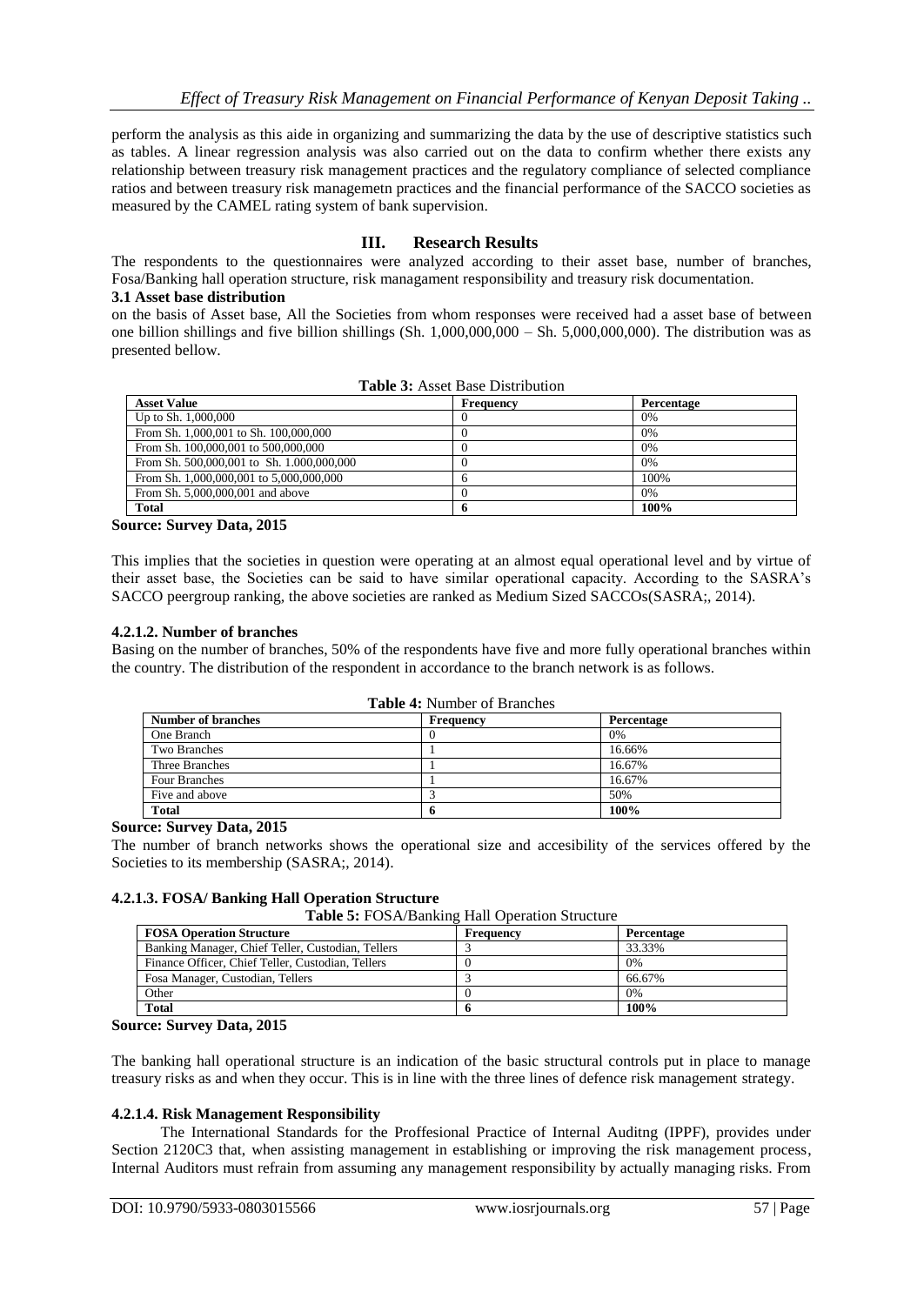perform the analysis as this aide in organizing and summarizing the data by the use of descriptive statistics such as tables. A linear regression analysis was also carried out on the data to confirm whether there exists any relationship between treasury risk management practices and the regulatory compliance of selected compliance ratios and between treasury risk managemetn practices and the financial performance of the SACCO societies as measured by the CAMEL rating system of bank supervision.

## III. Research Results

The respondents to the questionnaires were analyzed according to their asset base, number of branches, Fosa/Banking hall operation structure, risk managament responsibility and treasury risk documentation.

### 3.1 Asset base distribution

on the basis of Asset base, All the Societies from whom responses were received had a asset base of between one billion shillings and five billion shillings (Sh. 1,000,000,000 – Sh. 5,000,000,000). The distribution was as presented bellow.

**Table 3:** Asset Base Distribution

| Asset Value | Frequency | Percentage |
|---|---|---|
| Up to Sh. 1,000,000 | 0 | 0% |
| From Sh. 1,000,001 to Sh. 100,000,000 | 0 | 0% |
| From Sh. 100,000,001 to 500,000,000 | 0 | 0% |
| From Sh. 500,000,001 to Sh. 1.000,000,000 | 0 | 0% |
| From Sh. 1,000,000,001 to 5,000,000,000 | 6 | 100% |
| From Sh. 5,000,000,001 and above | 0 | 0% |
| **Total** | **6** | **100%** |

**Source: Survey Data, 2015**

This implies that the societies in question were operating at an almost equal operational level and by virtue of their asset base, the Societies can be said to have similar operational capacity. According to the SASRA's SACCO peergroup ranking, the above societies are ranked as Medium Sized SACCOs(SASRA;, 2014).

### 4.2.1.2. Number of branches

Basing on the number of branches, 50% of the respondents have five and more fully operational branches within the country. The distribution of the respondent in accordance to the branch network is as follows.

**Table 4:** Number of Branches

| Number of branches | Frequency | Percentage |
|---|---|---|
| One Branch | 0 | 0% |
| Two Branches | 1 | 16.66% |
| Three Branches | 1 | 16.67% |
| Four Branches | 1 | 16.67% |
| Five and above | 3 | 50% |
| **Total** | **6** | **100%** |

**Source: Survey Data, 2015**

The number of branch networks shows the operational size and accesibility of the services offered by the Societies to its membership (SASRA;, 2014).

### 4.2.1.3. FOSA/ Banking Hall Operation Structure

**Table 5:** FOSA/Banking Hall Operation Structure

| FOSA Operation Structure | Frequency | Percentage |
|---|---|---|
| Banking Manager, Chief Teller, Custodian, Tellers | 3 | 33.33% |
| Finance Officer, Chief Teller, Custodian, Tellers | 0 | 0% |
| Fosa Manager, Custodian, Tellers | 3 | 66.67% |
| Other | 0 | 0% |
| **Total** | **6** | **100%** |

**Source: Survey Data, 2015**

The banking hall operational structure is an indication of the basic structural controls put in place to manage treasury risks as and when they occur. This is in line with the three lines of defence risk management strategy.

### 4.2.1.4. Risk Management Responsibility

The International Standards for the Proffesional Practice of Internal Auditng (IPPF), provides under Section 2120C3 that, when assisting management in establishing or improving the risk management process, Internal Auditors must refrain from assuming any management responsibility by actually managing risks. From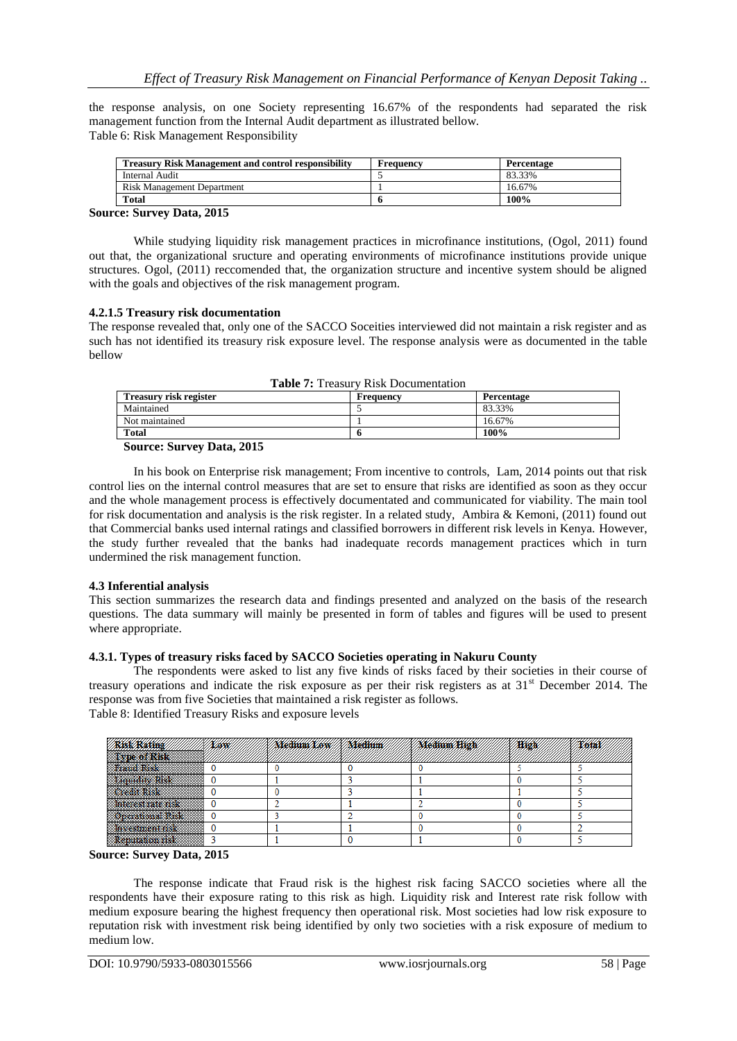the response analysis, on one Society representing 16.67% of the respondents had separated the risk management function from the Internal Audit department as illustrated bellow.

Table 6: Risk Management Responsibility

| Treasury Risk Management and control responsibility | Frequency | Percentage |
|---|---|---|
| Internal Audit | 5 | 83.33% |
| Risk Management Department | 1 | 16.67% |
| **Total** | **6** | **100%** |

**Source: Survey Data, 2015**

While studying liquidity risk management practices in microfinance institutions, (Ogol, 2011) found out that, the organizational sructure and operating environments of microfinance institutions provide unique structures. Ogol, (2011) reccomended that, the organization structure and incentive system should be aligned with the goals and objectives of the risk management program.

#### 4.2.1.5 Treasury risk documentation

The response revealed that, only one of the SACCO Soceities interviewed did not maintain a risk register and as such has not identified its treasury risk exposure level. The response analysis were as documented in the table bellow

**Table 7:** Treasury Risk Documentation

| Treasury risk register | Frequency | Percentage |
|---|---|---|
| Maintained | 5 | 83.33% |
| Not maintained | 1 | 16.67% |
| **Total** | **6** | **100%** |

**Source: Survey Data, 2015**

In his book on Enterprise risk management; From incentive to controls, Lam, 2014 points out that risk control lies on the internal control measures that are set to ensure that risks are identified as soon as they occur and the whole management process is effectively documentated and communicated for viability. The main tool for risk documentation and analysis is the risk register. In a related study, Ambira & Kemoni, (2011) found out that Commercial banks used internal ratings and classified borrowers in different risk levels in Kenya. However, the study further revealed that the banks had inadequate records management practices which in turn undermined the risk management function.

### 4.3 Inferential analysis

This section summarizes the research data and findings presented and analyzed on the basis of the research questions. The data summary will mainly be presented in form of tables and figures will be used to present where appropriate.

#### 4.3.1. Types of treasury risks faced by SACCO Societies operating in Nakuru County

The respondents were asked to list any five kinds of risks faced by their societies in their course of treasury operations and indicate the risk exposure as per their risk registers as at 31st December 2014. The response was from five Societies that maintained a risk register as follows.

Table 8: Identified Treasury Risks and exposure levels

| Risk Rating / Type of Risk | Low | Medium Low | Medium | Medium High | High | Total |
|---|---|---|---|---|---|---|
| Fraud Risk | 0 | 0 | 0 | 0 | 5 | 5 |
| Liquidity Risk | 0 | 1 | 3 | 1 | 0 | 5 |
| Credit Risk | 0 | 0 | 3 | 1 | 1 | 5 |
| Interest rate risk | 0 | 2 | 1 | 2 | 0 | 5 |
| Operational Risk | 0 | 3 | 2 | 0 | 0 | 5 |
| Investment risk | 0 | 1 | 1 | 0 | 0 | 2 |
| Reputation risk | 3 | 1 | 0 | 1 | 0 | 5 |

**Source: Survey Data, 2015**

The response indicate that Fraud risk is the highest risk facing SACCO societies where all the respondents have their exposure rating to this risk as high. Liquidity risk and Interest rate risk follow with medium exposure bearing the highest frequency then operational risk. Most societies had low risk exposure to reputation risk with investment risk being identified by only two societies with a risk exposure of medium to medium low.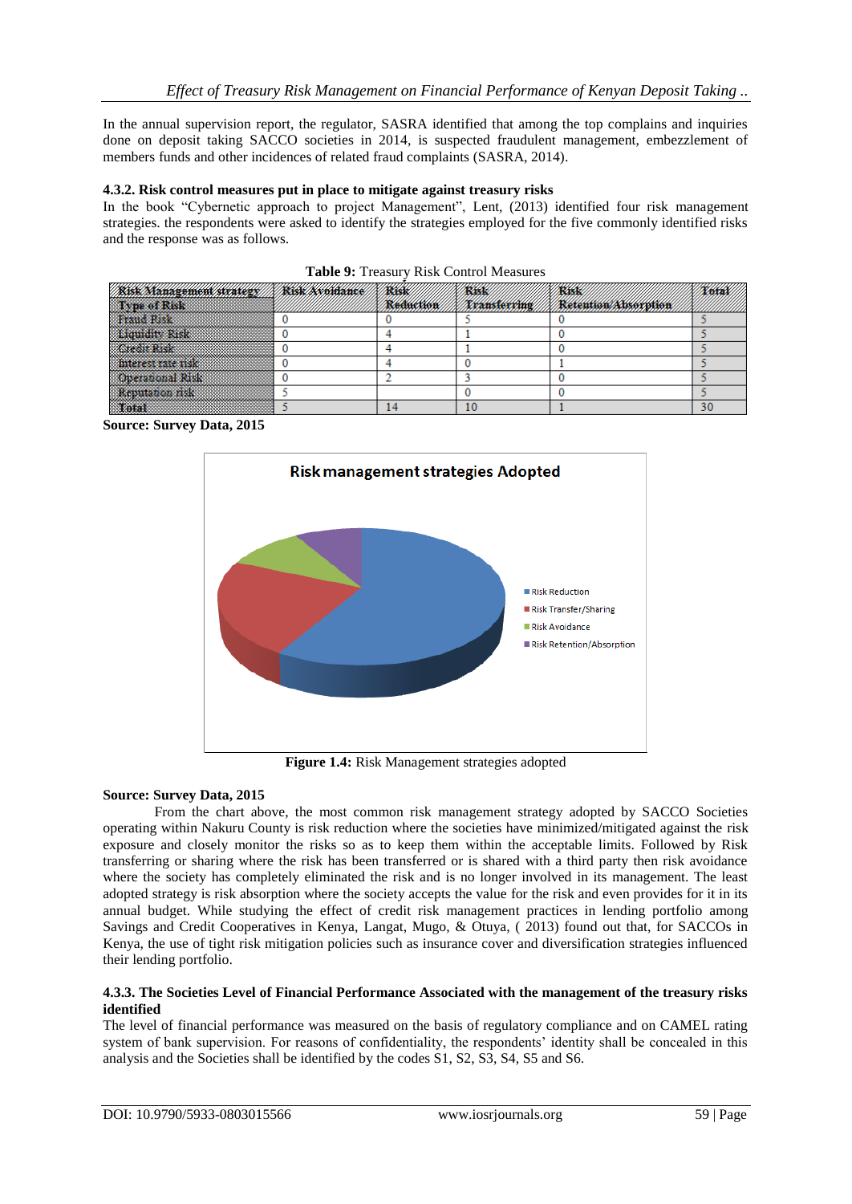In the annual supervision report, the regulator, SASRA identified that among the top complains and inquiries done on deposit taking SACCO societies in 2014, is suspected fraudulent management, embezzlement of members funds and other incidences of related fraud complaints (SASRA, 2014).

### 4.3.2. Risk control measures put in place to mitigate against treasury risks

In the book "Cybernetic approach to project Management", Lent, (2013) identified four risk management strategies. the respondents were asked to identify the strategies employed for the five commonly identified risks and the response was as follows.

**Table 9:** Treasury Risk Control Measures

| Risk Management strategy / Type of Risk | Risk Avoidance | Risk Reduction | Risk Transferring | Risk Retention/Absorption | Total |
|---|---|---|---|---|---|
| Fraud Risk | 0 | 0 | 5 | 0 | 5 |
| Liquidity Risk | 0 | 4 | 1 | 0 | 5 |
| Credit Risk | 0 | 4 | 1 | 0 | 5 |
| Interest rate risk | 0 | 4 | 0 | 1 | 5 |
| Operational Risk | 0 | 2 | 3 | 0 | 5 |
| Reputation risk | 5 | | 0 | 0 | 5 |
| Total | 5 | 14 | 10 | 1 | 30 |

**Source: Survey Data, 2015**

**Figure 1.4:** Risk Management strategies adopted

**Source: Survey Data, 2015**

From the chart above, the most common risk management strategy adopted by SACCO Societies operating within Nakuru County is risk reduction where the societies have minimized/mitigated against the risk exposure and closely monitor the risks so as to keep them within the acceptable limits. Followed by Risk transferring or sharing where the risk has been transferred or is shared with a third party then risk avoidance where the society has completely eliminated the risk and is no longer involved in its management. The least adopted strategy is risk absorption where the society accepts the value for the risk and even provides for it in its annual budget. While studying the effect of credit risk management practices in lending portfolio among Savings and Credit Cooperatives in Kenya, Langat, Mugo, & Otuya, ( 2013) found out that, for SACCOs in Kenya, the use of tight risk mitigation policies such as insurance cover and diversification strategies influenced their lending portfolio.

### 4.3.3. The Societies Level of Financial Performance Associated with the management of the treasury risks identified

The level of financial performance was measured on the basis of regulatory compliance and on CAMEL rating system of bank supervision. For reasons of confidentiality, the respondents' identity shall be concealed in this analysis and the Societies shall be identified by the codes S1, S2, S3, S4, S5 and S6.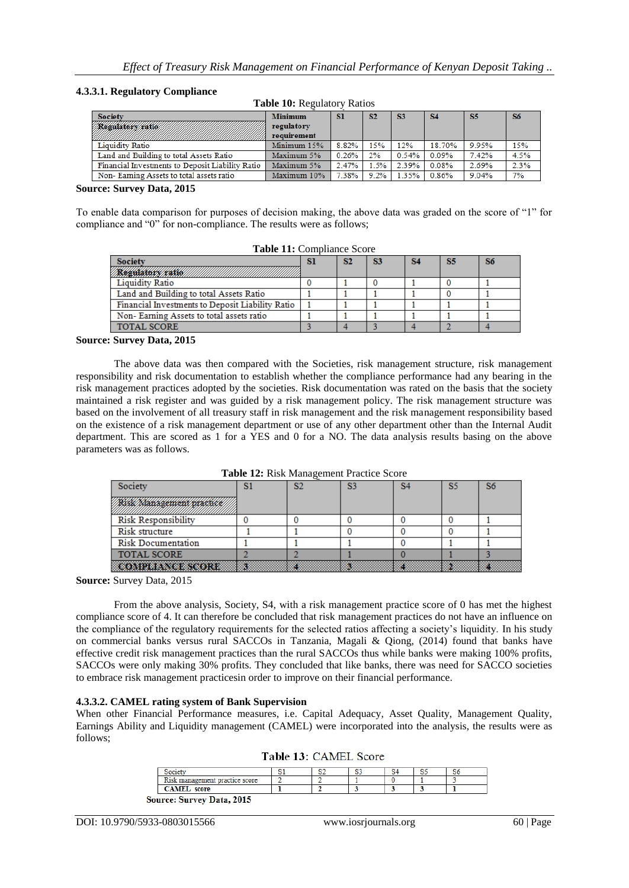#### 4.3.3.1. Regulatory Compliance

**Table 10:** Regulatory Ratios

| Society / Regulatory ratio | Minimum regulatory requirement | S1 | S2 | S3 | S4 | S5 | S6 |
|---|---|---|---|---|---|---|---|
| Liquidity Ratio | Minimum 15% | 8.82% | 15% | 12% | 18.70% | 9.95% | 15% |
| Land and Building to total Assets Ratio | Maximum 5% | 0.26% | 2% | 0.54% | 0.09% | 7.42% | 4.5% |
| Financial Investments to Deposit Liability Ratio | Maximum 5% | 2.47% | 1.5% | 2.39% | 0.08% | 2.69% | 2.3% |
| Non- Earning Assets to total assets ratio | Maximum 10% | 7.38% | 9.2% | 1.35% | 0.86% | 9.04% | 7% |

**Source: Survey Data, 2015**

To enable data comparison for purposes of decision making, the above data was graded on the score of "1" for compliance and "0" for non-compliance. The results were as follows;

**Table 11:** Compliance Score

| Society / Regulatory ratio | S1 | S2 | S3 | S4 | S5 | S6 |
|---|---|---|---|---|---|---|
| Liquidity Ratio | 0 | 1 | 0 | 1 | 0 | 1 |
| Land and Building to total Assets Ratio | 1 | 1 | 1 | 1 | 0 | 1 |
| Financial Investments to Deposit Liability Ratio | 1 | 1 | 1 | 1 | 1 | 1 |
| Non- Earning Assets to total assets ratio | 1 | 1 | 1 | 1 | 1 | 1 |
| TOTAL SCORE | 3 | 4 | 3 | 4 | 2 | 4 |

**Source: Survey Data, 2015**

The above data was then compared with the Societies, risk management structure, risk management responsibility and risk documentation to establish whether the compliance performance had any bearing in the risk management practices adopted by the societies. Risk documentation was rated on the basis that the society maintained a risk register and was guided by a risk management policy. The risk management structure was based on the involvement of all treasury staff in risk management and the risk management responsibility based on the existence of a risk management department or use of any other department other than the Internal Audit department. This are scored as 1 for a YES and 0 for a NO. The data analysis results basing on the above parameters was as follows.

**Table 12:** Risk Management Practice Score

| Society / Risk Management practice | S1 | S2 | S3 | S4 | S5 | S6 |
|---|---|---|---|---|---|---|
| Risk Responsibility | 0 | 0 | 0 | 0 | 0 | 1 |
| Risk structure | 1 | 1 | 0 | 0 | 0 | 1 |
| Risk Documentation | 1 | 1 | 1 | 0 | 1 | 1 |
| TOTAL SCORE | 2 | 2 | 1 | 0 | 1 | 3 |
| COMPLIANCE SCORE | 3 | 4 | 3 | 4 | 2 | 4 |

**Source:** Survey Data, 2015

From the above analysis, Society, S4, with a risk management practice score of 0 has met the highest compliance score of 4. It can therefore be concluded that risk management practices do not have an influence on the compliance of the regulatory requirements for the selected ratios affecting a society's liquidity. In his study on commercial banks versus rural SACCOs in Tanzania, Magali & Qiong, (2014) found that banks have effective credit risk management practices than the rural SACCOs thus while banks were making 100% profits, SACCOs were only making 30% profits. They concluded that like banks, there was need for SACCO societies to embrace risk management practicesin order to improve on their financial performance.

#### 4.3.3.2. CAMEL rating system of Bank Supervision

When other Financial Performance measures, i.e. Capital Adequacy, Asset Quality, Management Quality, Earnings Ability and Liquidity management (CAMEL) were incorporated into the analysis, the results were as follows;

**Table 13:** CAMEL Score

| Society | S1 | S2 | S3 | S4 | S5 | S6 |
|---|---|---|---|---|---|---|
| Risk management practice score | 2 | 2 | 1 | 0 | 1 | 3 |
| **CAMEL score** | **1** | **2** | **3** | **3** | **3** | **1** |

**Source: Survey Data, 2015**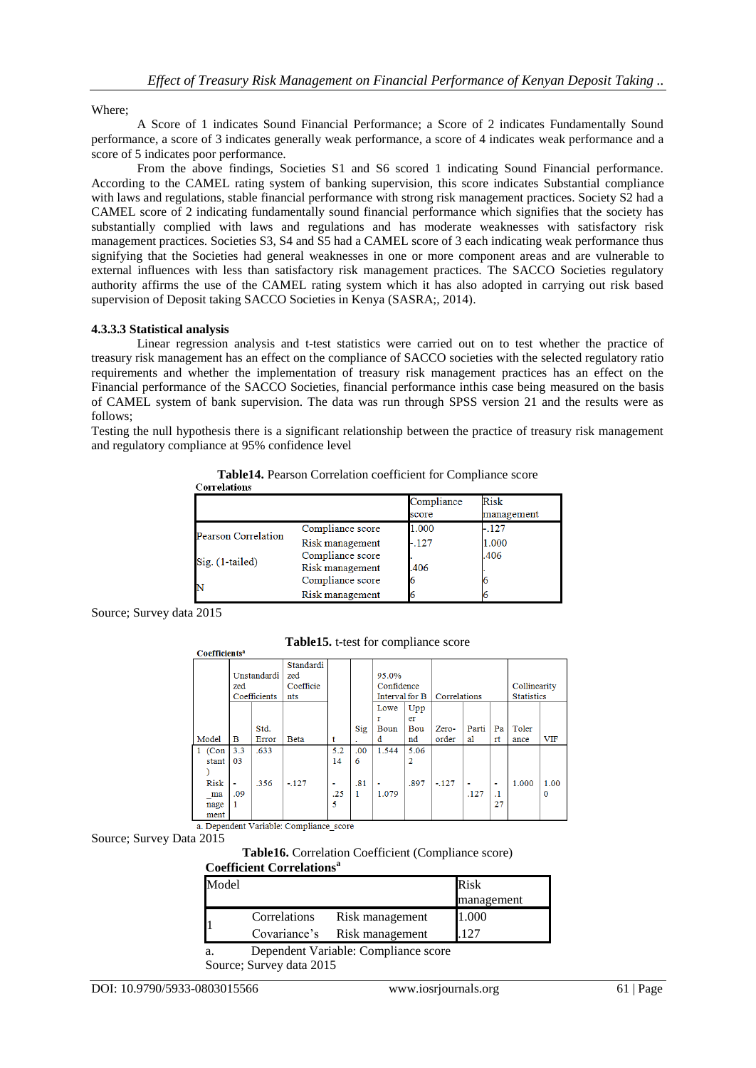Where;

A Score of 1 indicates Sound Financial Performance; a Score of 2 indicates Fundamentally Sound performance, a score of 3 indicates generally weak performance, a score of 4 indicates weak performance and a score of 5 indicates poor performance.

From the above findings, Societies S1 and S6 scored 1 indicating Sound Financial performance. According to the CAMEL rating system of banking supervision, this score indicates Substantial compliance with laws and regulations, stable financial performance with strong risk management practices. Society S2 had a CAMEL score of 2 indicating fundamentally sound financial performance which signifies that the society has substantially complied with laws and regulations and has moderate weaknesses with satisfactory risk management practices. Societies S3, S4 and S5 had a CAMEL score of 3 each indicating weak performance thus signifying that the Societies had general weaknesses in one or more component areas and are vulnerable to external influences with less than satisfactory risk management practices. The SACCO Societies regulatory authority affirms the use of the CAMEL rating system which it has also adopted in carrying out risk based supervision of Deposit taking SACCO Societies in Kenya (SASRA;, 2014).

#### 4.3.3.3 Statistical analysis

Linear regression analysis and t-test statistics were carried out on to test whether the practice of treasury risk management has an effect on the compliance of SACCO societies with the selected regulatory ratio requirements and whether the implementation of treasury risk management practices has an effect on the Financial performance of the SACCO Societies, financial performance inthis case being measured on the basis of CAMEL system of bank supervision. The data was run through SPSS version 21 and the results were as follows;

Testing the null hypothesis there is a significant relationship between the practice of treasury risk management and regulatory compliance at 95% confidence level

**Table14.** Pearson Correlation coefficient for Compliance score

**Correlations**

| | | Compliance score | Risk management |
|---|---|---|---|
| Pearson Correlation | Compliance score | 1.000 | -.127 |
| | Risk management | -.127 | 1.000 |
| Sig. (1-tailed) | Compliance score | . | .406 |
| | Risk management | .406 | . |
| N | Compliance score | 6 | 6 |
| | Risk management | 6 | 6 |

Source; Survey data 2015

**Table15.** t-test for compliance score

**Coefficients[a]**

| Model | Unstandardized Coefficients | | Standardized Coefficients | t | Sig. | 95.0% Confidence Interval for B | | Correlations | | | Collinearity Statistics | |
|---|---|---|---|---|---|---|---|---|---|---|---|---|
| | B | Std. Error | Beta | | | Lower Bound | Upper Bound | Zero-order | Partial | Part | Tolerance | VIF |
| 1 (Constant) | 3.303 | .633 | | 5.214 | .006 | 1.544 | 5.062 | | | | | |
| Risk_management | -.091 | .356 | -.127 | -.255 | .811 | -1.079 | .897 | -.127 | -.127 | -.127 | 1.000 | 1.000 |

a. Dependent Variable: Compliance_score

Source; Survey Data 2015

**Table16.** Correlation Coefficient (Compliance score)

**Coefficient Correlations[a]**

| Model | | | Risk management |
|---|---|---|---|
| 1 | Correlations | Risk management | 1.000 |
| | Covariance's | Risk management | .127 |

a. Dependent Variable: Compliance score

Source; Survey data 2015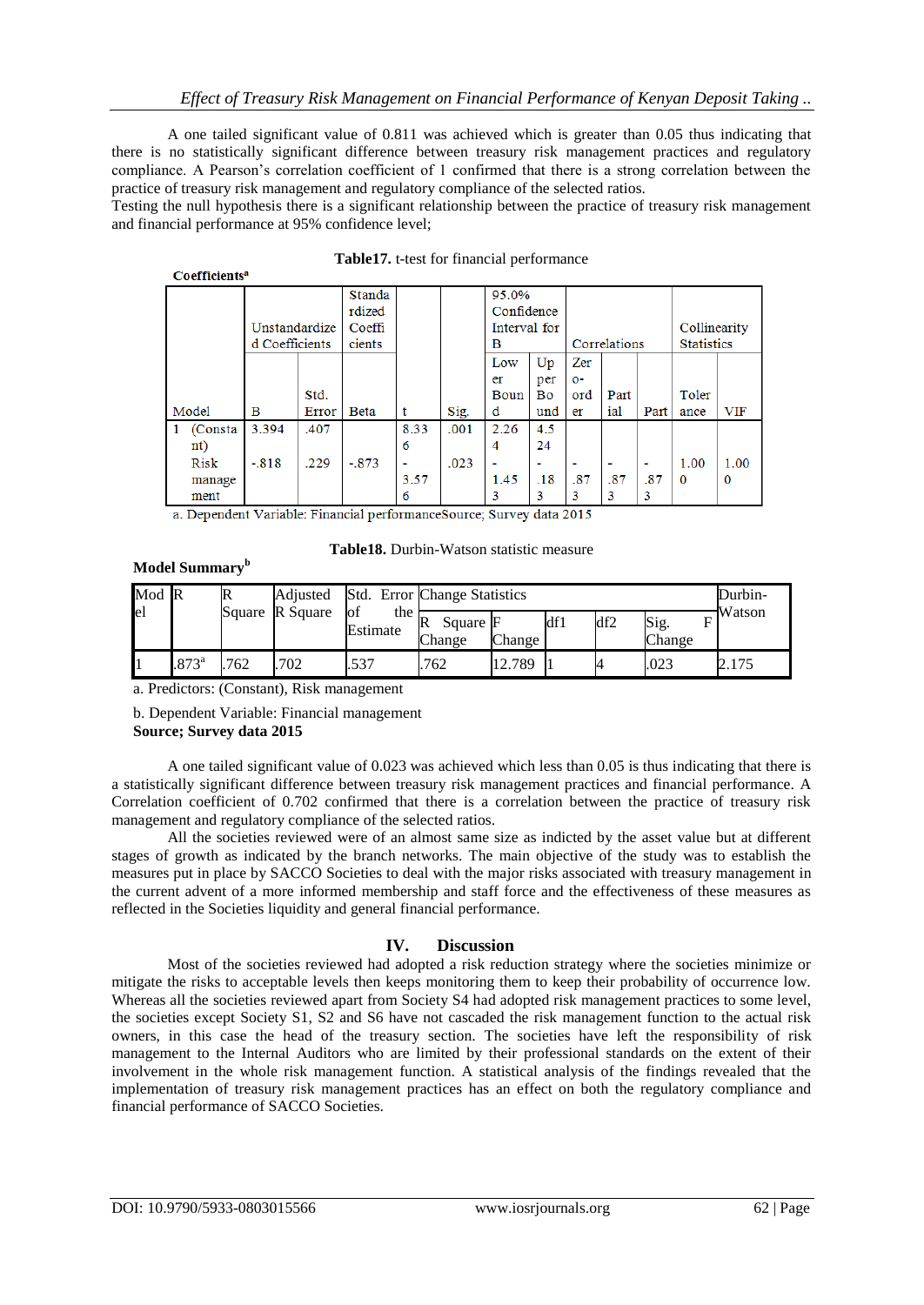A one tailed significant value of 0.811 was achieved which is greater than 0.05 thus indicating that there is no statistically significant difference between treasury risk management practices and regulatory compliance. A Pearson's correlation coefficient of 1 confirmed that there is a strong correlation between the practice of treasury risk management and regulatory compliance of the selected ratios.
Testing the null hypothesis there is a significant relationship between the practice of treasury risk management and financial performance at 95% confidence level;

**Table17.** t-test for financial performance

**Coefficients**[a]

| Model | Unstandardized Coefficients | | Standardized Coefficients | t | Sig. | 95.0% Confidence Interval for B | | Correlations | | | Collinearity Statistics | |
|---|---|---|---|---|---|---|---|---|---|---|---|---|
| | B | Std. Error | Beta | | | Lower Bound | Upper Bound | Zero-order | Partial | Part | Tolerance | VIF |
| 1 (Constant) | 3.394 | .407 | | 8.336 | .001 | 2.264 | 4.524 | | | | | |
| Risk management | -.818 | .229 | -.873 | -3.576 | .023 | -1.453 | -.183 | -.873 | -.873 | -.873 | 1.000 | 1.000 |

a. Dependent Variable: Financial performanceSource; Survey data 2015

**Table18.** Durbin-Watson statistic measure

**Model Summary**[b]

| Model | R | R Square | Adjusted R Square | Std. Error of the Estimate | Change Statistics | | | | | Durbin-Watson |
|---|---|---|---|---|---|---|---|---|---|---|
| | | | | | R Square Change | F Change | df1 | df2 | Sig. F Change | |
| 1 | .873[a] | .762 | .702 | .537 | .762 | 12.789 | 1 | 4 | .023 | 2.175 |

a. Predictors: (Constant), Risk management

b. Dependent Variable: Financial management

**Source; Survey data 2015**

A one tailed significant value of 0.023 was achieved which less than 0.05 is thus indicating that there is a statistically significant difference between treasury risk management practices and financial performance. A Correlation coefficient of 0.702 confirmed that there is a correlation between the practice of treasury risk management and regulatory compliance of the selected ratios.

All the societies reviewed were of an almost same size as indicted by the asset value but at different stages of growth as indicated by the branch networks. The main objective of the study was to establish the measures put in place by SACCO Societies to deal with the major risks associated with treasury management in the current advent of a more informed membership and staff force and the effectiveness of these measures as reflected in the Societies liquidity and general financial performance.

## IV. Discussion

Most of the societies reviewed had adopted a risk reduction strategy where the societies minimize or mitigate the risks to acceptable levels then keeps monitoring them to keep their probability of occurrence low. Whereas all the societies reviewed apart from Society S4 had adopted risk management practices to some level, the societies except Society S1, S2 and S6 have not cascaded the risk management function to the actual risk owners, in this case the head of the treasury section. The societies have left the responsibility of risk management to the Internal Auditors who are limited by their professional standards on the extent of their involvement in the whole risk management function. A statistical analysis of the findings revealed that the implementation of treasury risk management practices has an effect on both the regulatory compliance and financial performance of SACCO Societies.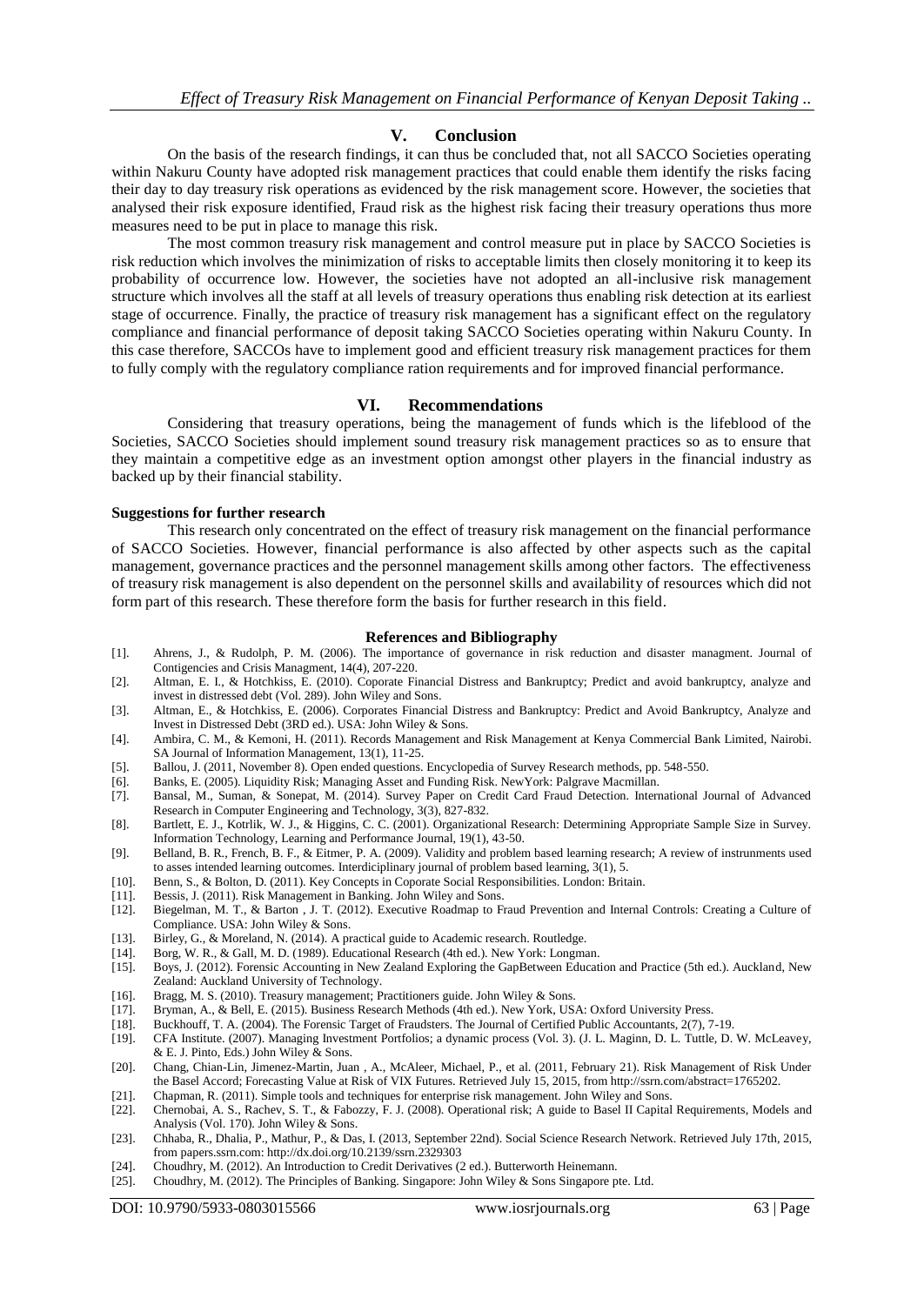## V. Conclusion

On the basis of the research findings, it can thus be concluded that, not all SACCO Societies operating within Nakuru County have adopted risk management practices that could enable them identify the risks facing their day to day treasury risk operations as evidenced by the risk management score. However, the societies that analysed their risk exposure identified, Fraud risk as the highest risk facing their treasury operations thus more measures need to be put in place to manage this risk.

The most common treasury risk management and control measure put in place by SACCO Societies is risk reduction which involves the minimization of risks to acceptable limits then closely monitoring it to keep its probability of occurrence low. However, the societies have not adopted an all-inclusive risk management structure which involves all the staff at all levels of treasury operations thus enabling risk detection at its earliest stage of occurrence. Finally, the practice of treasury risk management has a significant effect on the regulatory compliance and financial performance of deposit taking SACCO Societies operating within Nakuru County. In this case therefore, SACCOs have to implement good and efficient treasury risk management practices for them to fully comply with the regulatory compliance ration requirements and for improved financial performance.

## VI. Recommendations

Considering that treasury operations, being the management of funds which is the lifeblood of the Societies, SACCO Societies should implement sound treasury risk management practices so as to ensure that they maintain a competitive edge as an investment option amongst other players in the financial industry as backed up by their financial stability.

### Suggestions for further research

This research only concentrated on the effect of treasury risk management on the financial performance of SACCO Societies. However, financial performance is also affected by other aspects such as the capital management, governance practices and the personnel management skills among other factors. The effectiveness of treasury risk management is also dependent on the personnel skills and availability of resources which did not form part of this research. These therefore form the basis for further research in this field.

## References and Bibliography

[1]. Ahrens, J., & Rudolph, P. M. (2006). The importance of governance in risk reduction and disaster managment. Journal of Contigencies and Crisis Managment, 14(4), 207-220.

[2]. Altman, E. I., & Hotchkiss, E. (2010). Coporate Financial Distress and Bankruptcy; Predict and avoid bankruptcy, analyze and invest in distressed debt (Vol. 289). John Wiley and Sons.

[3]. Altman, E., & Hotchkiss, E. (2006). Corporates Financial Distress and Bankruptcy: Predict and Avoid Bankruptcy, Analyze and Invest in Distressed Debt (3RD ed.). USA: John Wiley & Sons.

[4]. Ambira, C. M., & Kemoni, H. (2011). Records Management and Risk Management at Kenya Commercial Bank Limited, Nairobi. SA Journal of Information Management, 13(1), 11-25.

[5]. Ballou, J. (2011, November 8). Open ended questions. Encyclopedia of Survey Research methods, pp. 548-550.

[6]. Banks, E. (2005). Liquidity Risk; Managing Asset and Funding Risk. NewYork: Palgrave Macmillan.

[7]. Bansal, M., Suman, & Sonepat, M. (2014). Survey Paper on Credit Card Fraud Detection. International Journal of Advanced Research in Computer Engineering and Technology, 3(3), 827-832.

[8]. Bartlett, E. J., Kotrlik, W. J., & Higgins, C. C. (2001). Organizational Research: Determining Appropriate Sample Size in Survey. Information Technology, Learning and Performance Journal, 19(1), 43-50.

[9]. Belland, B. R., French, B. F., & Eitmer, P. A. (2009). Validity and problem based learning research; A review of instrunments used to asses intended learning outcomes. Interdiciplinary journal of problem based learning, 3(1), 5.

[10]. Benn, S., & Bolton, D. (2011). Key Concepts in Coporate Social Responsibilities. London: Britain.

[11]. Bessis, J. (2011). Risk Management in Banking. John Wiley and Sons.

[12]. Biegelman, M. T., & Barton , J. T. (2012). Executive Roadmap to Fraud Prevention and Internal Controls: Creating a Culture of Compliance. USA: John Wiley & Sons.

[13]. Birley, G., & Moreland, N. (2014). A practical guide to Academic research. Routledge.

[14]. Borg, W. R., & Gall, M. D. (1989). Educational Research (4th ed.). New York: Longman.

[15]. Boys, J. (2012). Forensic Accounting in New Zealand Exploring the GapBetween Education and Practice (5th ed.). Auckland, New Zealand: Auckland University of Technology.

[16]. Bragg, M. S. (2010). Treasury management; Practitioners guide. John Wiley & Sons.

[17]. Bryman, A., & Bell, E. (2015). Business Research Methods (4th ed.). New York, USA: Oxford University Press.

[18]. Buckhouff, T. A. (2004). The Forensic Target of Fraudsters. The Journal of Certified Public Accountants, 2(7), 7-19.

[19]. CFA Institute. (2007). Managing Investment Portfolios; a dynamic process (Vol. 3). (J. L. Maginn, D. L. Tuttle, D. W. McLeavey, & E. J. Pinto, Eds.) John Wiley & Sons.

[20]. Chang, Chian-Lin, Jimenez-Martin, Juan , A., McAleer, Michael, P., et al. (2011, February 21). Risk Management of Risk Under the Basel Accord; Forecasting Value at Risk of VIX Futures. Retrieved July 15, 2015, from http://ssrn.com/abstract=1765202.

[21]. Chapman, R. (2011). Simple tools and techniques for enterprise risk management. John Wiley and Sons.

[22]. Chernobai, A. S., Rachev, S. T., & Fabozzy, F. J. (2008). Operational risk; A guide to Basel II Capital Requirements, Models and Analysis (Vol. 170). John Wiley & Sons.

[23]. Chhaba, R., Dhalia, P., Mathur, P., & Das, I. (2013, September 22nd). Social Science Research Network. Retrieved July 17th, 2015, from papers.ssrn.com: http://dx.doi.org/10.2139/ssrn.2329303

[24]. Choudhry, M. (2012). An Introduction to Credit Derivatives (2 ed.). Butterworth Heinemann.

[25]. Choudhry, M. (2012). The Principles of Banking. Singapore: John Wiley & Sons Singapore pte. Ltd.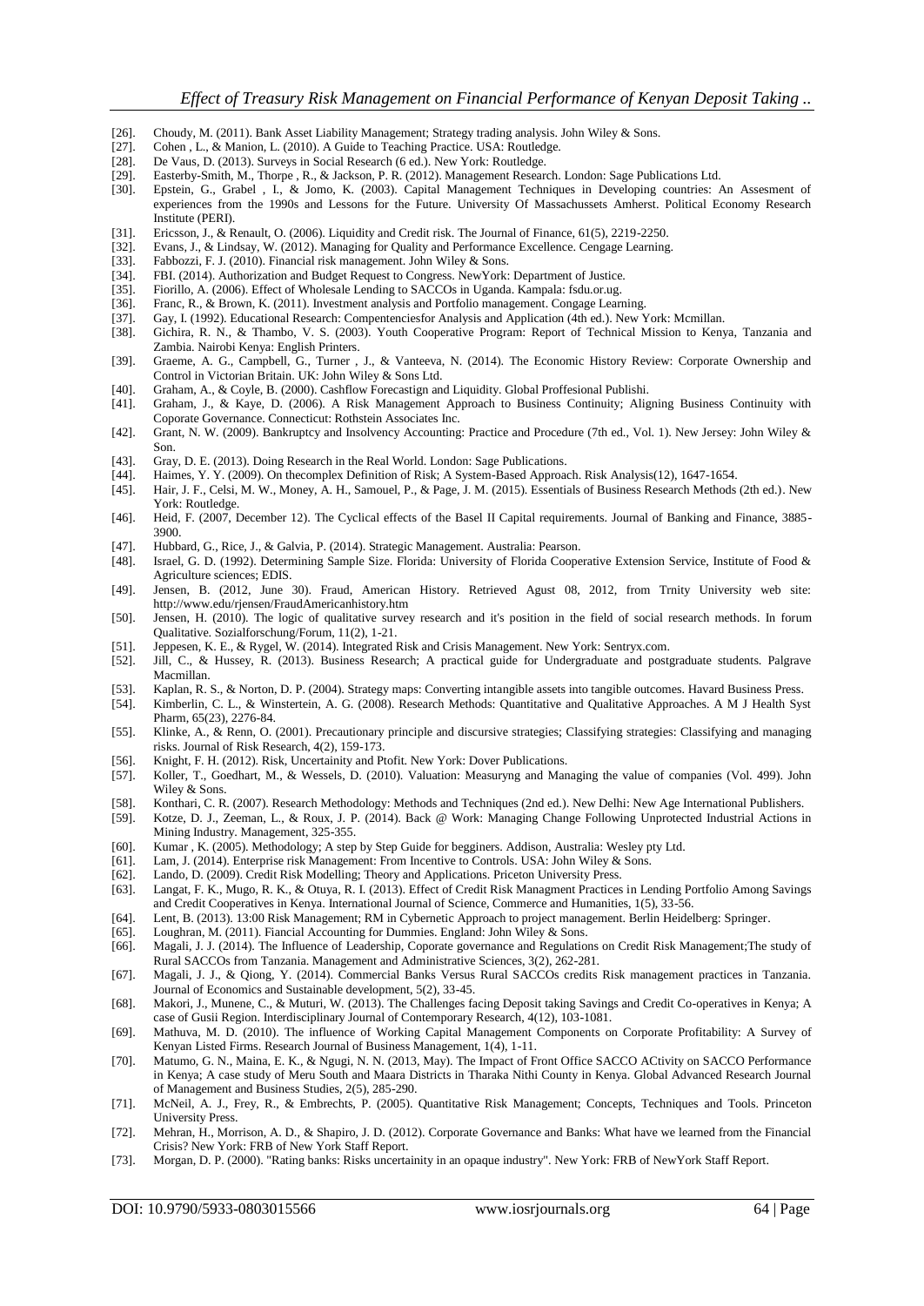[26]. Choudy, M. (2011). Bank Asset Liability Management; Strategy trading analysis. John Wiley & Sons.

[27]. Cohen , L., & Manion, L. (2010). A Guide to Teaching Practice. USA: Routledge.

[28]. De Vaus, D. (2013). Surveys in Social Research (6 ed.). New York: Routledge.

[29]. Easterby-Smith, M., Thorpe , R., & Jackson, P. R. (2012). Management Research. London: Sage Publications Ltd.

[30]. Epstein, G., Grabel , I., & Jomo, K. (2003). Capital Management Techniques in Developing countries: An Assesment of experiences from the 1990s and Lessons for the Future. University Of Massachussets Amherst. Political Economy Research Institute (PERI).

[31]. Ericsson, J., & Renault, O. (2006). Liquidity and Credit risk. The Journal of Finance, 61(5), 2219-2250.

[32]. Evans, J., & Lindsay, W. (2012). Managing for Quality and Performance Excellence. Cengage Learning.

[33]. Fabbozzi, F. J. (2010). Financial risk management. John Wiley & Sons.

[34]. FBI. (2014). Authorization and Budget Request to Congress. NewYork: Department of Justice.

[35]. Fiorillo, A. (2006). Effect of Wholesale Lending to SACCOs in Uganda. Kampala: fsdu.or.ug.

[36]. Franc, R., & Brown, K. (2011). Investment analysis and Portfolio management. Congage Learning.

[37]. Gay, I. (1992). Educational Research: Compentenciesfor Analysis and Application (4th ed.). New York: Mcmillan.

[38]. Gichira, R. N., & Thambo, V. S. (2003). Youth Cooperative Program: Report of Technical Mission to Kenya, Tanzania and Zambia. Nairobi Kenya: English Printers.

[39]. Graeme, A. G., Campbell, G., Turner , J., & Vanteeva, N. (2014). The Economic History Review: Corporate Ownership and Control in Victorian Britain. UK: John Wiley & Sons Ltd.

[40]. Graham, A., & Coyle, B. (2000). Cashflow Forecastign and Liquidity. Global Proffesional Publishi.

[41]. Graham, J., & Kaye, D. (2006). A Risk Management Approach to Business Continuity; Aligning Business Continuity with Coporate Governance. Connecticut: Rothstein Associates Inc.

[42]. Grant, N. W. (2009). Bankruptcy and Insolvency Accounting: Practice and Procedure (7th ed., Vol. 1). New Jersey: John Wiley & Son.

[43]. Gray, D. E. (2013). Doing Research in the Real World. London: Sage Publications.

[44]. Haimes, Y. Y. (2009). On thecomplex Definition of Risk; A System-Based Approach. Risk Analysis(12), 1647-1654.

[45]. Hair, J. F., Celsi, M. W., Money, A. H., Samouel, P., & Page, J. M. (2015). Essentials of Business Research Methods (2th ed.). New York: Routledge.

[46]. Heid, F. (2007, December 12). The Cyclical effects of the Basel II Capital requirements. Journal of Banking and Finance, 3885-3900.

[47]. Hubbard, G., Rice, J., & Galvia, P. (2014). Strategic Management. Australia: Pearson.

[48]. Israel, G. D. (1992). Determining Sample Size. Florida: University of Florida Cooperative Extension Service, Institute of Food & Agriculture sciences; EDIS.

[49]. Jensen, B. (2012, June 30). Fraud, American History. Retrieved Agust 08, 2012, from Trnity University web site: http://www.edu/rjensen/FraudAmericanhistory.htm

[50]. Jensen, H. (2010). The logic of qualitative survey research and it's position in the field of social research methods. In forum Qualitative. Sozialforschung/Forum, 11(2), 1-21.

[51]. Jeppesen, K. E., & Rygel, W. (2014). Integrated Risk and Crisis Management. New York: Sentryx.com.

[52]. Jill, C., & Hussey, R. (2013). Business Research; A practical guide for Undergraduate and postgraduate students. Palgrave Macmillan.

[53]. Kaplan, R. S., & Norton, D. P. (2004). Strategy maps: Converting intangible assets into tangible outcomes. Havard Business Press.

[54]. Kimberlin, C. L., & Winstertein, A. G. (2008). Research Methods: Quantitative and Qualitative Approaches. A M J Health Syst Pharm, 65(23), 2276-84.

[55]. Klinke, A., & Renn, O. (2001). Precautionary principle and discursive strategies; Classifying strategies: Classifying and managing risks. Journal of Risk Research, 4(2), 159-173.

[56]. Knight, F. H. (2012). Risk, Uncertainity and Ptofit. New York: Dover Publications.

[57]. Koller, T., Goedhart, M., & Wessels, D. (2010). Valuation: Measuryng and Managing the value of companies (Vol. 499). John Wiley & Sons.

[58]. Konthari, C. R. (2007). Research Methodology: Methods and Techniques (2nd ed.). New Delhi: New Age International Publishers.

[59]. Kotze, D. J., Zeeman, L., & Roux, J. P. (2014). Back @ Work: Managing Change Following Unprotected Industrial Actions in Mining Industry. Management, 325-355.

[60]. Kumar , K. (2005). Methodology; A step by Step Guide for begginers. Addison, Australia: Wesley pty Ltd.

[61]. Lam, J. (2014). Enterprise risk Management: From Incentive to Controls. USA: John Wiley & Sons.

[62]. Lando, D. (2009). Credit Risk Modelling; Theory and Applications. Priceton University Press.

[63]. Langat, F. K., Mugo, R. K., & Otuya, R. I. (2013). Effect of Credit Risk Managment Practices in Lending Portfolio Among Savings and Credit Cooperatives in Kenya. International Journal of Science, Commerce and Humanities, 1(5), 33-56.

[64]. Lent, B. (2013). 13:00 Risk Management; RM in Cybernetic Approach to project management. Berlin Heidelberg: Springer.

[65]. Loughran, M. (2011). Fiancial Accounting for Dummies. England: John Wiley & Sons.

[66]. Magali, J. J. (2014). The Influence of Leadership, Coporate governance and Regulations on Credit Risk Management;The study of Rural SACCOs from Tanzania. Management and Administrative Sciences, 3(2), 262-281.

[67]. Magali, J. J., & Qiong, Y. (2014). Commercial Banks Versus Rural SACCOs credits Risk management practices in Tanzania. Journal of Economics and Sustainable development, 5(2), 33-45.

[68]. Makori, J., Munene, C., & Muturi, W. (2013). The Challenges facing Deposit taking Savings and Credit Co-operatives in Kenya; A case of Gusii Region. Interdisciplinary Journal of Contemporary Research, 4(12), 103-1081.

[69]. Mathuva, M. D. (2010). The influence of Working Capital Management Components on Corporate Profitability: A Survey of Kenyan Listed Firms. Research Journal of Business Management, 1(4), 1-11.

[70]. Matumo, G. N., Maina, E. K., & Ngugi, N. N. (2013, May). The Impact of Front Office SACCO ACtivity on SACCO Performance in Kenya; A case study of Meru South and Maara Districts in Tharaka Nithi County in Kenya. Global Advanced Research Journal of Management and Business Studies, 2(5), 285-290.

[71]. McNeil, A. J., Frey, R., & Embrechts, P. (2005). Quantitative Risk Management; Concepts, Techniques and Tools. Princeton University Press.

[72]. Mehran, H., Morrison, A. D., & Shapiro, J. D. (2012). Corporate Governance and Banks: What have we learned from the Financial Crisis? New York: FRB of New York Staff Report.

[73]. Morgan, D. P. (2000). "Rating banks: Risks uncertainity in an opaque industry". New York: FRB of NewYork Staff Report.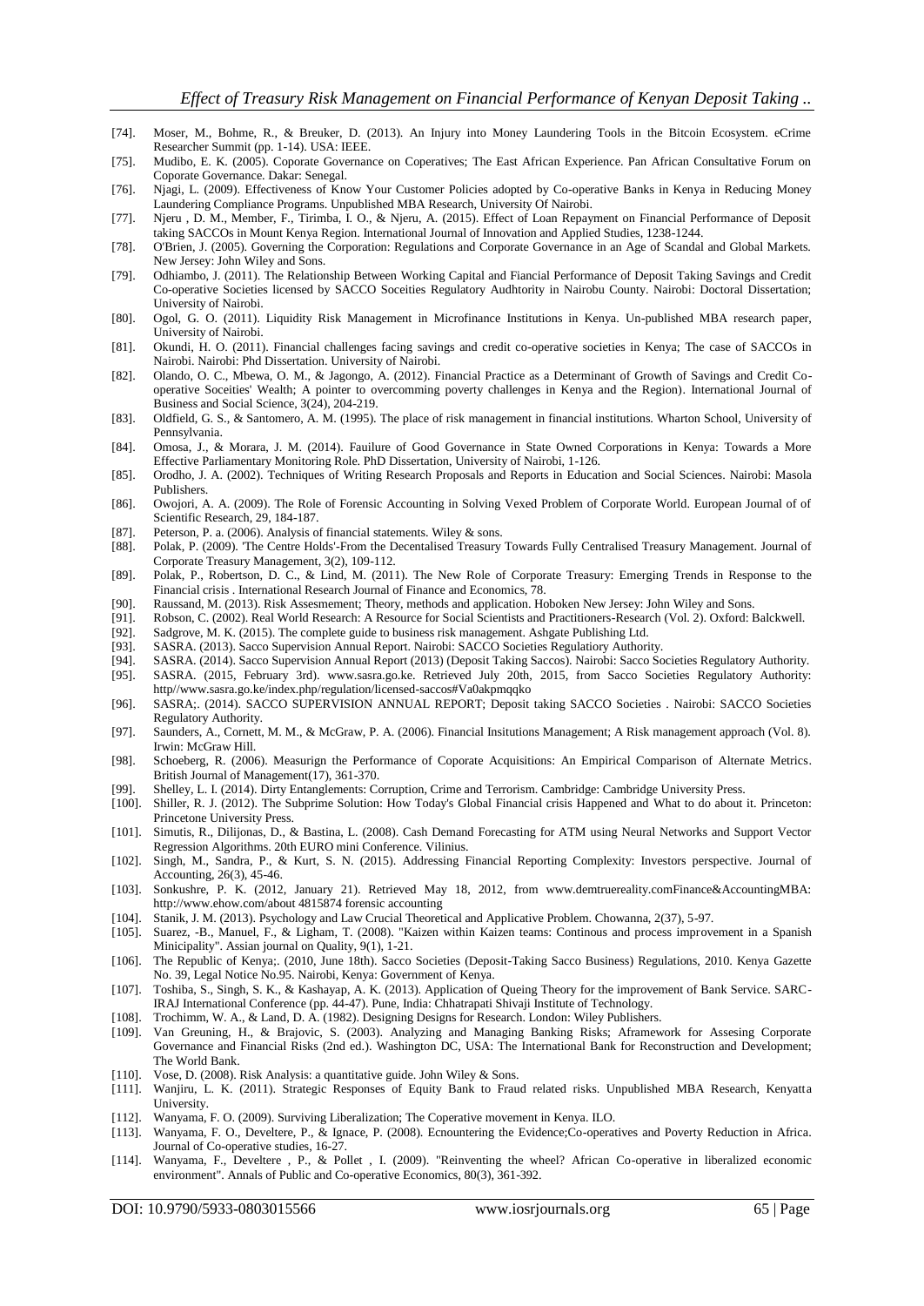[74]. Moser, M., Bohme, R., & Breuker, D. (2013). An Injury into Money Laundering Tools in the Bitcoin Ecosystem. eCrime Researcher Summit (pp. 1-14). USA: IEEE.

[75]. Mudibo, E. K. (2005). Coporate Governance on Coperatives; The East African Experience. Pan African Consultative Forum on Coporate Governance. Dakar: Senegal.

[76]. Njagi, L. (2009). Effectiveness of Know Your Customer Policies adopted by Co-operative Banks in Kenya in Reducing Money Laundering Compliance Programs. Unpublished MBA Research, University Of Nairobi.

[77]. Njeru , D. M., Member, F., Tirimba, I. O., & Njeru, A. (2015). Effect of Loan Repayment on Financial Performance of Deposit taking SACCOs in Mount Kenya Region. International Journal of Innovation and Applied Studies, 1238-1244.

[78]. O'Brien, J. (2005). Governing the Corporation: Regulations and Corporate Governance in an Age of Scandal and Global Markets. New Jersey: John Wiley and Sons.

[79]. Odhiambo, J. (2011). The Relationship Between Working Capital and Fiancial Performance of Deposit Taking Savings and Credit Co-operative Societies licensed by SACCO Soceities Regulatory Audhtority in Nairobu County. Nairobi: Doctoral Dissertation; University of Nairobi.

[80]. Ogol, G. O. (2011). Liquidity Risk Management in Microfinance Institutions in Kenya. Un-published MBA research paper, University of Nairobi.

[81]. Okundi, H. O. (2011). Financial challenges facing savings and credit co-operative societies in Kenya; The case of SACCOs in Nairobi. Nairobi: Phd Dissertation. University of Nairobi.

[82]. Olando, O. C., Mbewa, O. M., & Jagongo, A. (2012). Financial Practice as a Determinant of Growth of Savings and Credit Co-operative Soceities' Wealth; A pointer to overcomming poverty challenges in Kenya and the Region). International Journal of Business and Social Science, 3(24), 204-219.

[83]. Oldfield, G. S., & Santomero, A. M. (1995). The place of risk management in financial institutions. Wharton School, University of Pennsylvania.

[84]. Omosa, J., & Morara, J. M. (2014). Fauilure of Good Governance in State Owned Corporations in Kenya: Towards a More Effective Parliamentary Monitoring Role. PhD Dissertation, University of Nairobi, 1-126.

[85]. Orodho, J. A. (2002). Techniques of Writing Research Proposals and Reports in Education and Social Sciences. Nairobi: Masola Publishers.

[86]. Owojori, A. A. (2009). The Role of Forensic Accounting in Solving Vexed Problem of Corporate World. European Journal of of Scientific Research, 29, 184-187.

[87]. Peterson, P. a. (2006). Analysis of financial statements. Wiley & sons.

[88]. Polak, P. (2009). 'The Centre Holds'-From the Decentalised Treasury Towards Fully Centralised Treasury Management. Journal of Corporate Treasury Management, 3(2), 109-112.

[89]. Polak, P., Robertson, D. C., & Lind, M. (2011). The New Role of Corporate Treasury: Emerging Trends in Response to the Financial crisis . International Research Journal of Finance and Economics, 78.

[90]. Raussand, M. (2013). Risk Assesmement; Theory, methods and application. Hoboken New Jersey: John Wiley and Sons.

[91]. Robson, C. (2002). Real World Research: A Resource for Social Scientists and Practitioners-Research (Vol. 2). Oxford: Balckwell.

[92]. Sadgrove, M. K. (2015). The complete guide to business risk management. Ashgate Publishing Ltd.

[93]. SASRA. (2013). Sacco Supervision Annual Report. Nairobi: SACCO Societies Regulatiory Authority.

[94]. SASRA. (2014). Sacco Supervision Annual Report (2013) (Deposit Taking Saccos). Nairobi: Sacco Societies Regulatory Authority.

[95]. SASRA. (2015, February 3rd). www.sasra.go.ke. Retrieved July 20th, 2015, from Sacco Societies Regulatory Authority: http//www.sasra.go.ke/index.php/regulation/licensed-saccos#Va0akpmqqko

[96]. SASRA;. (2014). SACCO SUPERVISION ANNUAL REPORT; Deposit taking SACCO Societies . Nairobi: SACCO Societies Regulatory Authority.

[97]. Saunders, A., Cornett, M. M., & McGraw, P. A. (2006). Financial Insitutions Management; A Risk management approach (Vol. 8). Irwin: McGraw Hill.

[98]. Schoeberg, R. (2006). Measurign the Performance of Coporate Acquisitions: An Empirical Comparison of Alternate Metrics. British Journal of Management(17), 361-370.

[99]. Shelley, L. I. (2014). Dirty Entanglements: Corruption, Crime and Terrorism. Cambridge: Cambridge University Press.

[100]. Shiller, R. J. (2012). The Subprime Solution: How Today's Global Financial crisis Happened and What to do about it. Princeton: Princetone University Press.

[101]. Simutis, R., Dilijonas, D., & Bastina, L. (2008). Cash Demand Forecasting for ATM using Neural Networks and Support Vector Regression Algorithms. 20th EURO mini Conference. Vilinius.

[102]. Singh, M., Sandra, P., & Kurt, S. N. (2015). Addressing Financial Reporting Complexity: Investors perspective. Journal of Accounting, 26(3), 45-46.

[103]. Sonkushre, P. K. (2012, January 21). Retrieved May 18, 2012, from www.demtruereality.comFinance&AccountingMBA: http://www.ehow.com/about 4815874 forensic accounting

[104]. Stanik, J. M. (2013). Psychology and Law Crucial Theoretical and Applicative Problem. Chowanna, 2(37), 5-97.

[105]. Suarez, -B., Manuel, F., & Ligham, T. (2008). "Kaizen within Kaizen teams: Continous and process improvement in a Spanish Minicipality". Assian journal on Quality, 9(1), 1-21.

[106]. The Republic of Kenya;. (2010, June 18th). Sacco Societies (Deposit-Taking Sacco Business) Regulations, 2010. Kenya Gazette No. 39, Legal Notice No.95. Nairobi, Kenya: Government of Kenya.

[107]. Toshiba, S., Singh, S. K., & Kashayap, A. K. (2013). Application of Queing Theory for the improvement of Bank Service. SARC-IRAJ International Conference (pp. 44-47). Pune, India: Chhatrapati Shivaji Institute of Technology.

[108]. Trochimm, W. A., & Land, D. A. (1982). Designing Designs for Research. London: Wiley Publishers.

[109]. Van Greuning, H., & Brajovic, S. (2003). Analyzing and Managing Banking Risks; Aframework for Assesing Corporate Governance and Financial Risks (2nd ed.). Washington DC, USA: The International Bank for Reconstruction and Development; The World Bank.

[110]. Vose, D. (2008). Risk Analysis: a quantitative guide. John Wiley & Sons.

[111]. Wanjiru, L. K. (2011). Strategic Responses of Equity Bank to Fraud related risks. Unpublished MBA Research, Kenyatta University.

[112]. Wanyama, F. O. (2009). Surviving Liberalization; The Coperative movement in Kenya. ILO.

[113]. Wanyama, F. O., Develtere, P., & Ignace, P. (2008). Ecnountering the Evidence;Co-operatives and Poverty Reduction in Africa. Journal of Co-operative studies, 16-27.

[114]. Wanyama, F., Develtere , P., & Pollet , I. (2009). "Reinventing the wheel? African Co-operative in liberalized economic environment". Annals of Public and Co-operative Economics, 80(3), 361-392.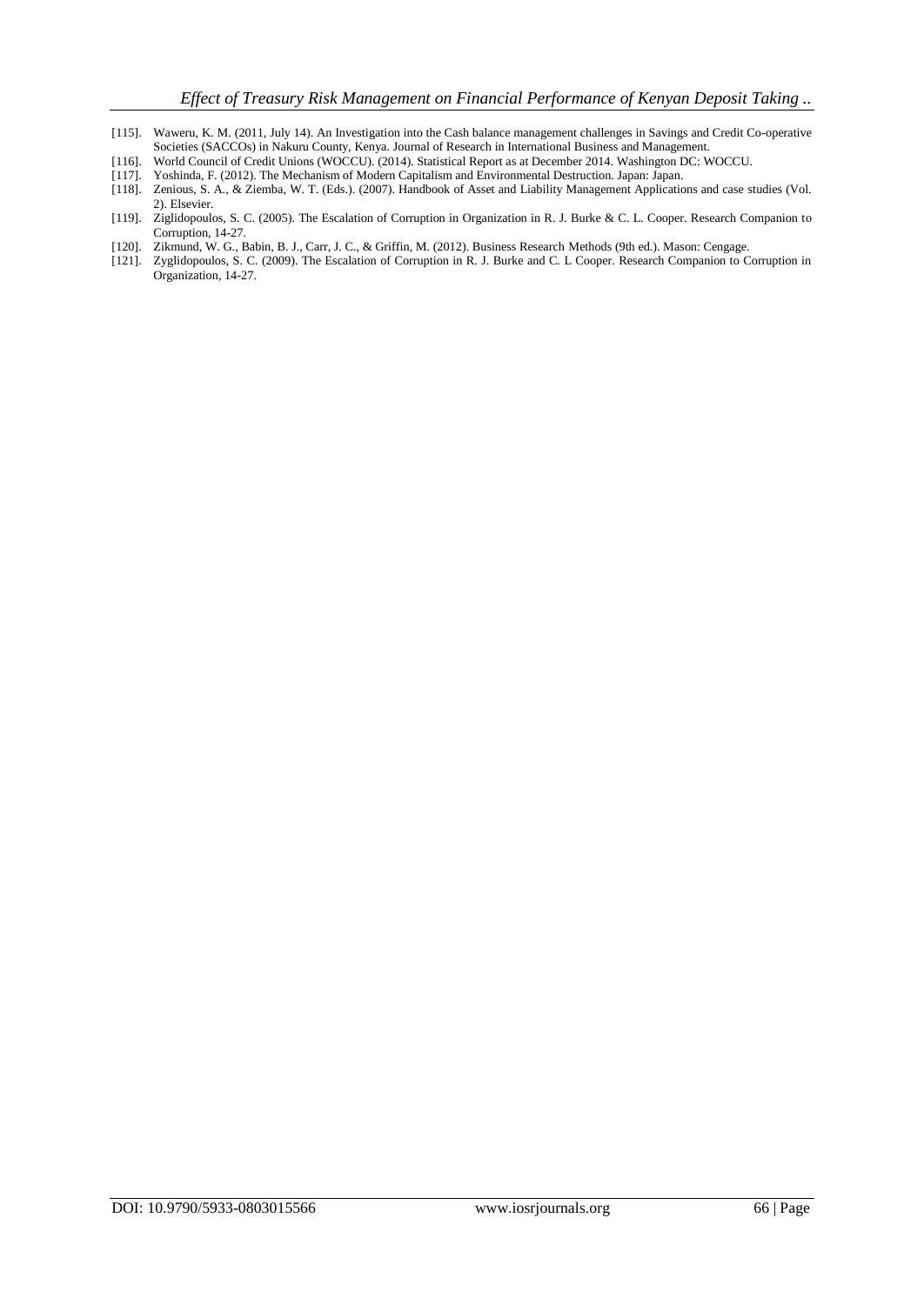[115]. Waweru, K. M. (2011, July 14). An Investigation into the Cash balance management challenges in Savings and Credit Co-operative Societies (SACCOs) in Nakuru County, Kenya. Journal of Research in International Business and Management.

[116]. World Council of Credit Unions (WOCCU). (2014). Statistical Report as at December 2014. Washington DC: WOCCU.

[117]. Yoshinda, F. (2012). The Mechanism of Modern Capitalism and Environmental Destruction. Japan: Japan.

[118]. Zenious, S. A., & Ziemba, W. T. (Eds.). (2007). Handbook of Asset and Liability Management Applications and case studies (Vol. 2). Elsevier.

[119]. Ziglidopoulos, S. C. (2005). The Escalation of Corruption in Organization in R. J. Burke & C. L. Cooper. Research Companion to Corruption, 14-27.

[120]. Zikmund, W. G., Babin, B. J., Carr, J. C., & Griffin, M. (2012). Business Research Methods (9th ed.). Mason: Cengage.

[121]. Zyglidopoulos, S. C. (2009). The Escalation of Corruption in R. J. Burke and C. L Cooper. Research Companion to Corruption in Organization, 14-27.